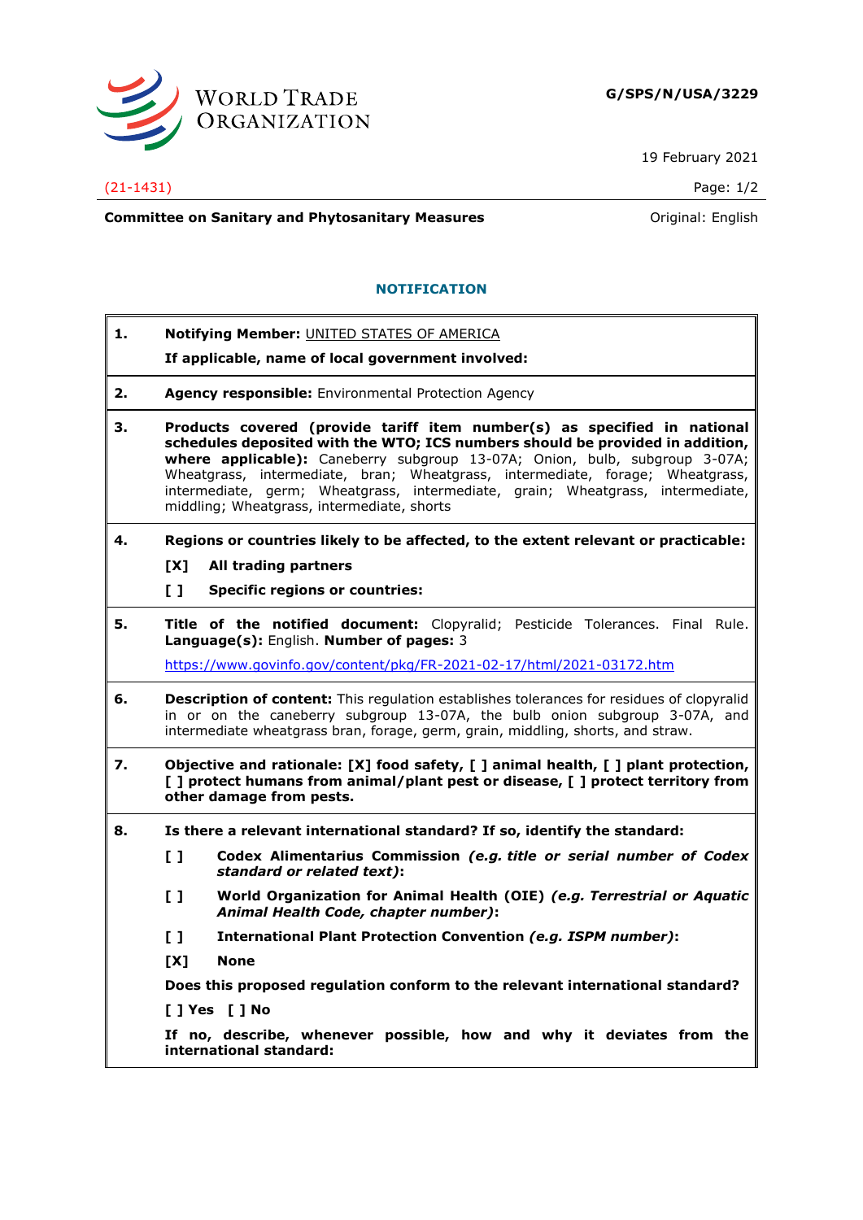WORLD TRADE ORGANIZATION

**G/SPS/N/USA/3229**

19 February 2021

(21-1431)

**Committee on Sanitary and Phytosanitary Measures** Original: English

## NOTIFICATION

**1.** **Notifying Member:** UNITED STATES OF AMERICA

**If applicable, name of local government involved:**

**2.** **Agency responsible:** Environmental Protection Agency

**3.** **Products covered (provide tariff item number(s) as specified in national schedules deposited with the WTO; ICS numbers should be provided in addition, where applicable):** Caneberry subgroup 13-07A; Onion, bulb, subgroup 3-07A; Wheatgrass, intermediate, bran; Wheatgrass, intermediate, forage; Wheatgrass, intermediate, germ; Wheatgrass, intermediate, grain; Wheatgrass, intermediate, middling; Wheatgrass, intermediate, shorts

**4.** **Regions or countries likely to be affected, to the extent relevant or practicable:**

**[X]** **All trading partners**

**[ ]** **Specific regions or countries:**

**5.** **Title of the notified document:** Clopyralid; Pesticide Tolerances. Final Rule. **Language(s):** English. **Number of pages:** 3

https://www.govinfo.gov/content/pkg/FR-2021-02-17/html/2021-03172.htm

**6.** **Description of content:** This regulation establishes tolerances for residues of clopyralid in or on the caneberry subgroup 13-07A, the bulb onion subgroup 3-07A, and intermediate wheatgrass bran, forage, germ, grain, middling, shorts, and straw.

**7.** **Objective and rationale: [X] food safety, [ ] animal health, [ ] plant protection, [ ] protect humans from animal/plant pest or disease, [ ] protect territory from other damage from pests.**

**8.** **Is there a relevant international standard? If so, identify the standard:**

**[ ]** **Codex Alimentarius Commission** ***(e.g. title or serial number of Codex standard or related text)*****:**

**[ ]** **World Organization for Animal Health (OIE)** ***(e.g. Terrestrial or Aquatic Animal Health Code, chapter number)*****:**

**[ ]** **International Plant Protection Convention** ***(e.g. ISPM number)*****:**

**[X]** **None**

**Does this proposed regulation conform to the relevant international standard?**

**[ ] Yes [ ] No**

**If no, describe, whenever possible, how and why it deviates from the international standard:**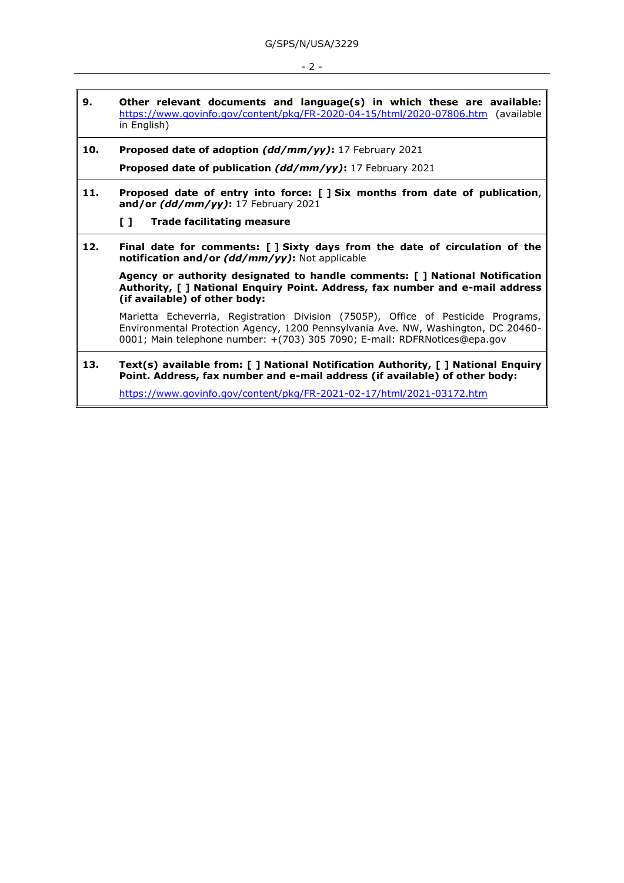**9. Other relevant documents and language(s) in which these are available:** https://www.govinfo.gov/content/pkg/FR-2020-04-15/html/2020-07806.htm (available in English)

**10. Proposed date of adoption *(dd/mm/yy)*:** 17 February 2021

**Proposed date of publication *(dd/mm/yy)*:** 17 February 2021

**11. Proposed date of entry into force: [ ] Six months from date of publication, and/or *(dd/mm/yy)*:** 17 February 2021

**[ ] Trade facilitating measure**

**12. Final date for comments: [ ] Sixty days from the date of circulation of the notification and/or *(dd/mm/yy)*:** Not applicable

**Agency or authority designated to handle comments: [ ] National Notification Authority, [ ] National Enquiry Point. Address, fax number and e-mail address (if available) of other body:**

Marietta Echeverria, Registration Division (7505P), Office of Pesticide Programs, Environmental Protection Agency, 1200 Pennsylvania Ave. NW, Washington, DC 20460-0001; Main telephone number: +(703) 305 7090; E-mail: RDFRNotices@epa.gov

**13. Text(s) available from: [ ] National Notification Authority, [ ] National Enquiry Point. Address, fax number and e-mail address (if available) of other body:**

https://www.govinfo.gov/content/pkg/FR-2021-02-17/html/2021-03172.htm